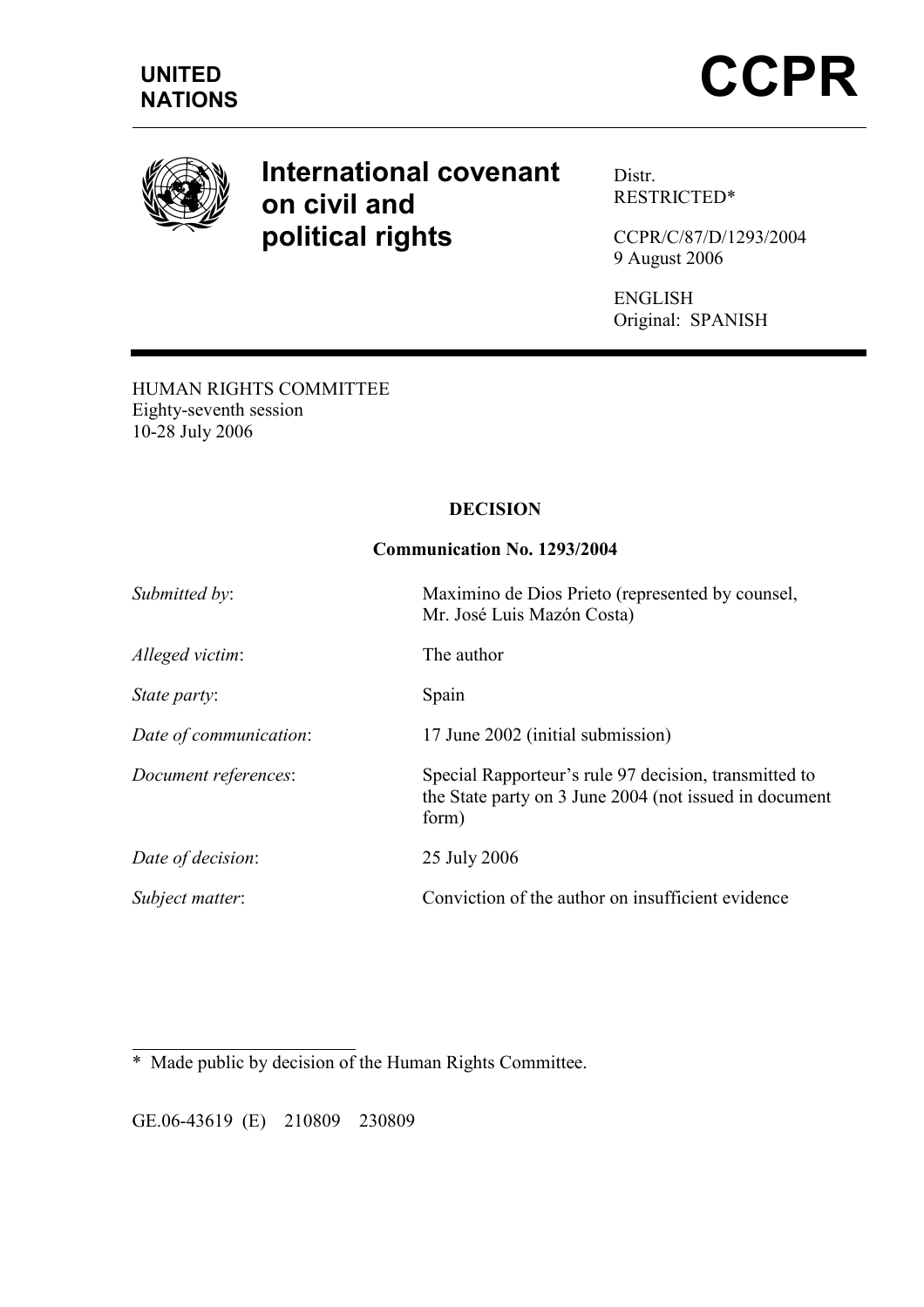**UNITED NATIONS**

# CCPR

## International covenant on civil and political rights

Distr.
RESTRICTED*

CCPR/C/87/D/1293/2004
9 August 2006

ENGLISH
Original: SPANISH

---

HUMAN RIGHTS COMMITTEE
Eighty-seventh session
10-28 July 2006

**DECISION**

**Communication No. 1293/2004**

| | |
|---|---|
| *Submitted by*: | Maximino de Dios Prieto (represented by counsel, Mr. José Luis Mazón Costa) |
| *Alleged victim*: | The author |
| *State party*: | Spain |
| *Date of communication*: | 17 June 2002 (initial submission) |
| *Document references*: | Special Rapporteur's rule 97 decision, transmitted to the State party on 3 June 2004 (not issued in document form) |
| *Date of decision*: | 25 July 2006 |
| *Subject matter*: | Conviction of the author on insufficient evidence |

---

\* Made public by decision of the Human Rights Committee.

GE.06-43619 (E) 210809 230809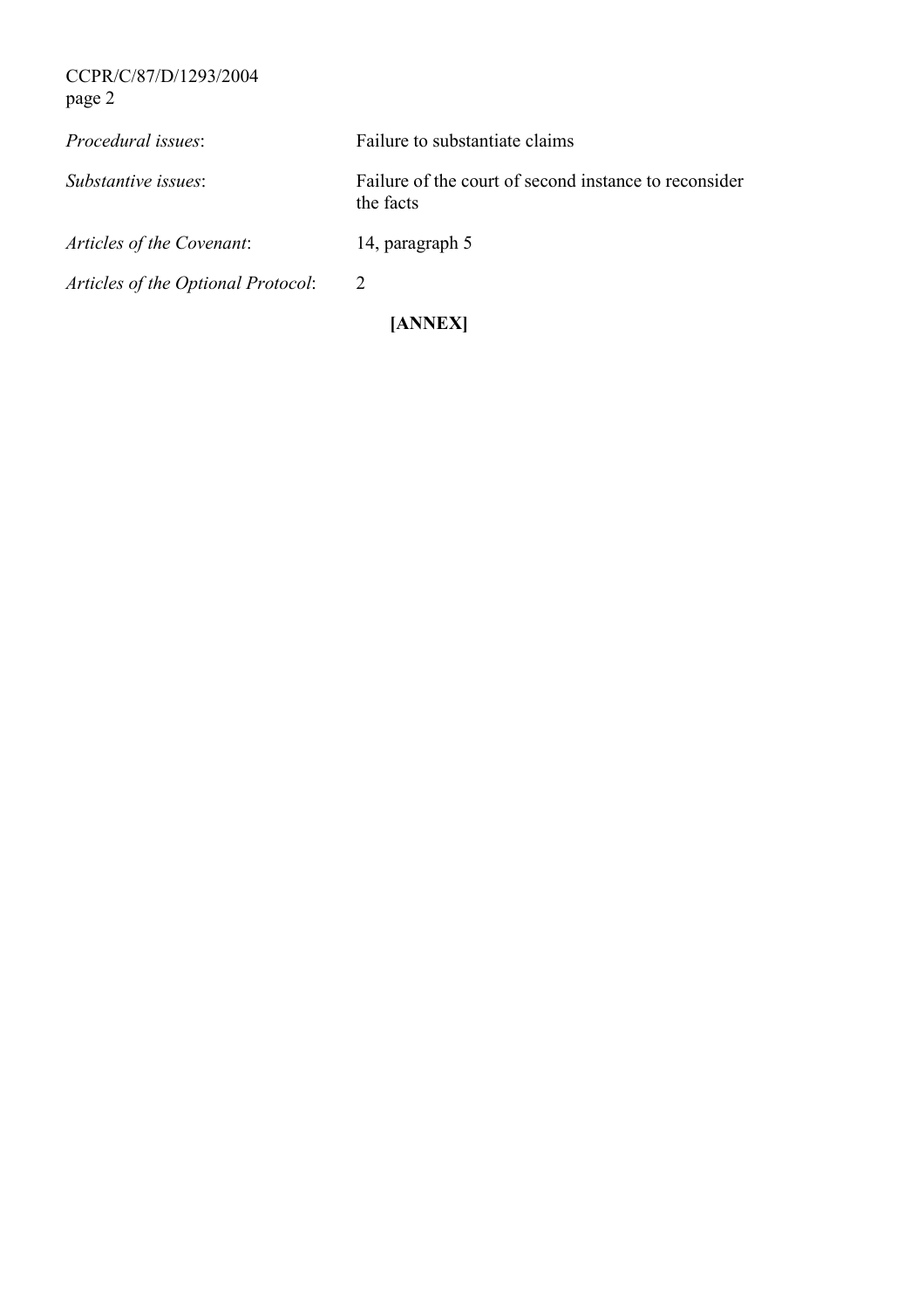*Procedural issues*: Failure to substantiate claims

*Substantive issues*: Failure of the court of second instance to reconsider the facts

*Articles of the Covenant*: 14, paragraph 5

*Articles of the Optional Protocol*: 2

**[ANNEX]**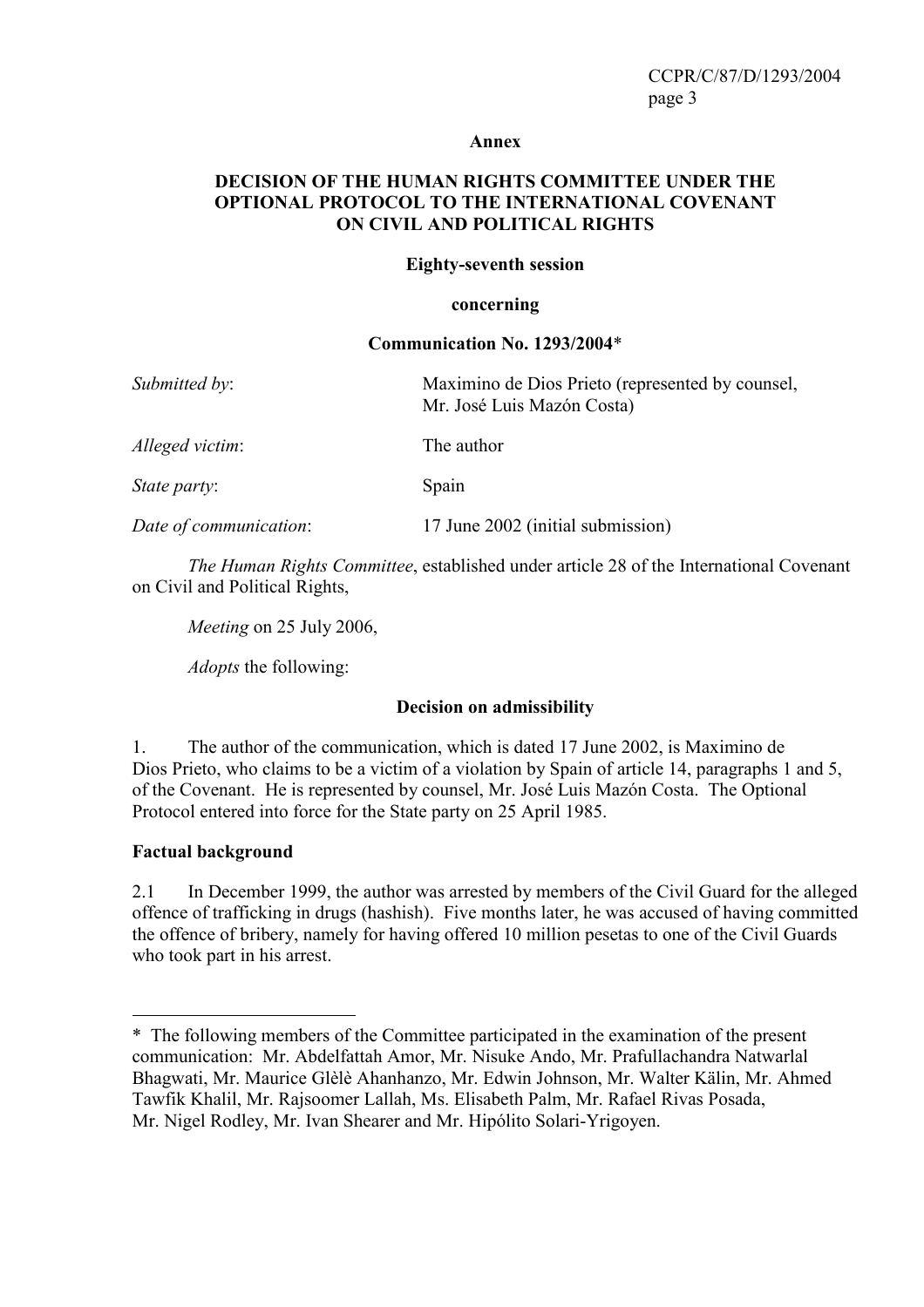**Annex**

**DECISION OF THE HUMAN RIGHTS COMMITTEE UNDER THE OPTIONAL PROTOCOL TO THE INTERNATIONAL COVENANT ON CIVIL AND POLITICAL RIGHTS**

**Eighty-seventh session**

**concerning**

**Communication No. 1293/2004***

| | |
|---|---|
| *Submitted by*: | Maximino de Dios Prieto (represented by counsel, Mr. José Luis Mazón Costa) |
| *Alleged victim*: | The author |
| *State party*: | Spain |
| *Date of communication*: | 17 June 2002 (initial submission) |

*The Human Rights Committee*, established under article 28 of the International Covenant on Civil and Political Rights,

*Meeting* on 25 July 2006,

*Adopts* the following:

**Decision on admissibility**

1. The author of the communication, which is dated 17 June 2002, is Maximino de Dios Prieto, who claims to be a victim of a violation by Spain of article 14, paragraphs 1 and 5, of the Covenant. He is represented by counsel, Mr. José Luis Mazón Costa. The Optional Protocol entered into force for the State party on 25 April 1985.

**Factual background**

2.1 In December 1999, the author was arrested by members of the Civil Guard for the alleged offence of trafficking in drugs (hashish). Five months later, he was accused of having committed the offence of bribery, namely for having offered 10 million pesetas to one of the Civil Guards who took part in his arrest.

---

* The following members of the Committee participated in the examination of the present communication: Mr. Abdelfattah Amor, Mr. Nisuke Ando, Mr. Prafullachandra Natwarlal Bhagwati, Mr. Maurice Glèlè Ahanhanzo, Mr. Edwin Johnson, Mr. Walter Kälin, Mr. Ahmed Tawfik Khalil, Mr. Rajsoomer Lallah, Ms. Elisabeth Palm, Mr. Rafael Rivas Posada, Mr. Nigel Rodley, Mr. Ivan Shearer and Mr. Hipólito Solari-Yrigoyen.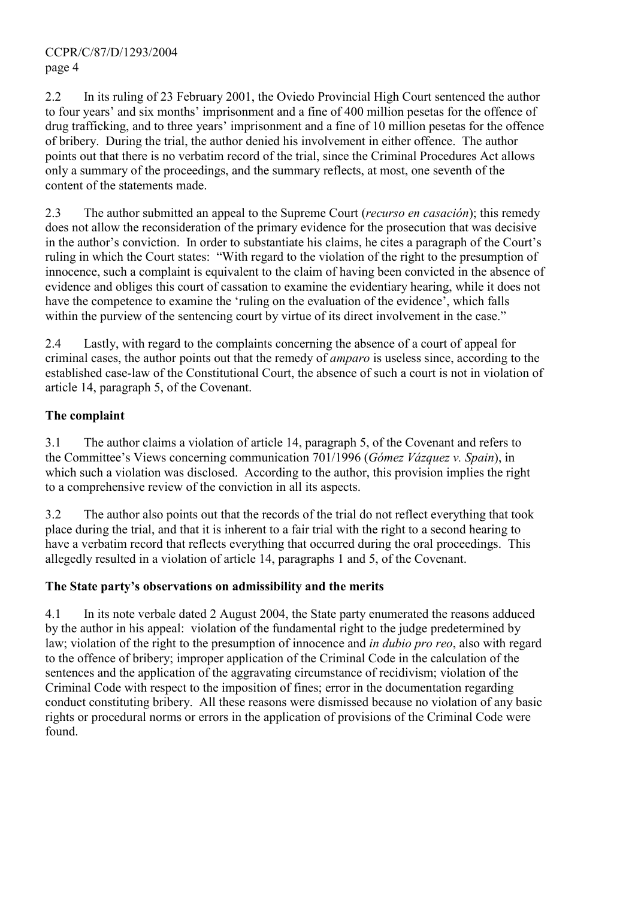2.2 In its ruling of 23 February 2001, the Oviedo Provincial High Court sentenced the author to four years' and six months' imprisonment and a fine of 400 million pesetas for the offence of drug trafficking, and to three years' imprisonment and a fine of 10 million pesetas for the offence of bribery. During the trial, the author denied his involvement in either offence. The author points out that there is no verbatim record of the trial, since the Criminal Procedures Act allows only a summary of the proceedings, and the summary reflects, at most, one seventh of the content of the statements made.

2.3 The author submitted an appeal to the Supreme Court (*recurso en casación*); this remedy does not allow the reconsideration of the primary evidence for the prosecution that was decisive in the author's conviction. In order to substantiate his claims, he cites a paragraph of the Court's ruling in which the Court states: "With regard to the violation of the right to the presumption of innocence, such a complaint is equivalent to the claim of having been convicted in the absence of evidence and obliges this court of cassation to examine the evidentiary hearing, while it does not have the competence to examine the 'ruling on the evaluation of the evidence', which falls within the purview of the sentencing court by virtue of its direct involvement in the case."

2.4 Lastly, with regard to the complaints concerning the absence of a court of appeal for criminal cases, the author points out that the remedy of *amparo* is useless since, according to the established case-law of the Constitutional Court, the absence of such a court is not in violation of article 14, paragraph 5, of the Covenant.

## The complaint

3.1 The author claims a violation of article 14, paragraph 5, of the Covenant and refers to the Committee's Views concerning communication 701/1996 (*Gómez Vázquez v. Spain*), in which such a violation was disclosed. According to the author, this provision implies the right to a comprehensive review of the conviction in all its aspects.

3.2 The author also points out that the records of the trial do not reflect everything that took place during the trial, and that it is inherent to a fair trial with the right to a second hearing to have a verbatim record that reflects everything that occurred during the oral proceedings. This allegedly resulted in a violation of article 14, paragraphs 1 and 5, of the Covenant.

## The State party's observations on admissibility and the merits

4.1 In its note verbale dated 2 August 2004, the State party enumerated the reasons adduced by the author in his appeal: violation of the fundamental right to the judge predetermined by law; violation of the right to the presumption of innocence and *in dubio pro reo*, also with regard to the offence of bribery; improper application of the Criminal Code in the calculation of the sentences and the application of the aggravating circumstance of recidivism; violation of the Criminal Code with respect to the imposition of fines; error in the documentation regarding conduct constituting bribery. All these reasons were dismissed because no violation of any basic rights or procedural norms or errors in the application of provisions of the Criminal Code were found.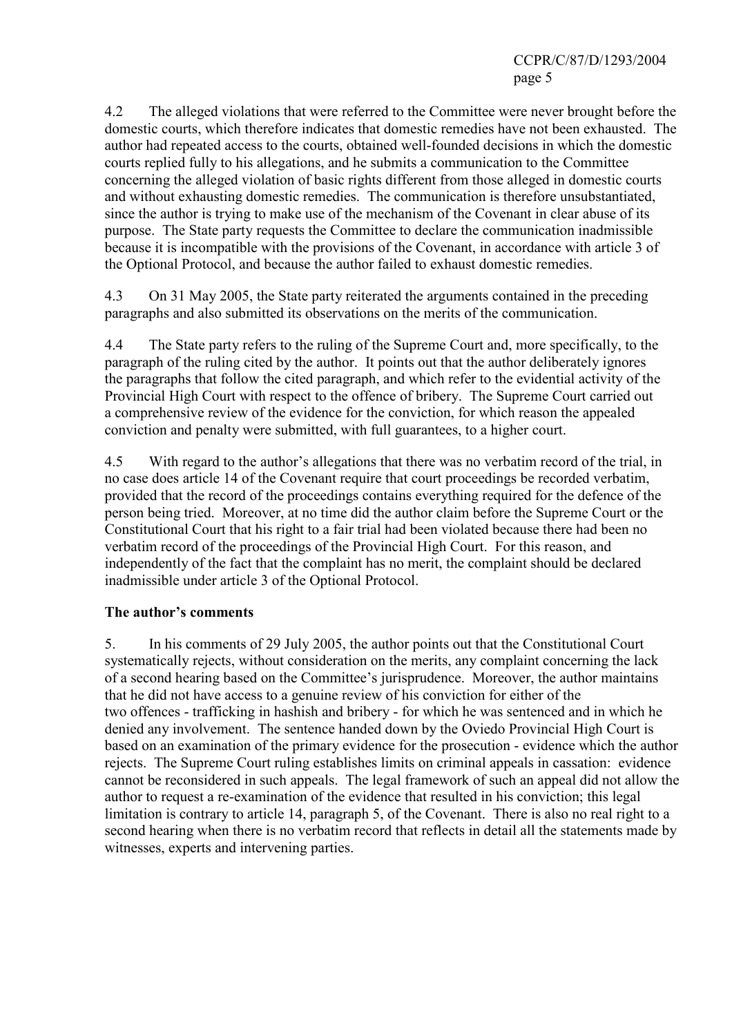4.2 The alleged violations that were referred to the Committee were never brought before the domestic courts, which therefore indicates that domestic remedies have not been exhausted. The author had repeated access to the courts, obtained well-founded decisions in which the domestic courts replied fully to his allegations, and he submits a communication to the Committee concerning the alleged violation of basic rights different from those alleged in domestic courts and without exhausting domestic remedies. The communication is therefore unsubstantiated, since the author is trying to make use of the mechanism of the Covenant in clear abuse of its purpose. The State party requests the Committee to declare the communication inadmissible because it is incompatible with the provisions of the Covenant, in accordance with article 3 of the Optional Protocol, and because the author failed to exhaust domestic remedies.

4.3 On 31 May 2005, the State party reiterated the arguments contained in the preceding paragraphs and also submitted its observations on the merits of the communication.

4.4 The State party refers to the ruling of the Supreme Court and, more specifically, to the paragraph of the ruling cited by the author. It points out that the author deliberately ignores the paragraphs that follow the cited paragraph, and which refer to the evidential activity of the Provincial High Court with respect to the offence of bribery. The Supreme Court carried out a comprehensive review of the evidence for the conviction, for which reason the appealed conviction and penalty were submitted, with full guarantees, to a higher court.

4.5 With regard to the author's allegations that there was no verbatim record of the trial, in no case does article 14 of the Covenant require that court proceedings be recorded verbatim, provided that the record of the proceedings contains everything required for the defence of the person being tried. Moreover, at no time did the author claim before the Supreme Court or the Constitutional Court that his right to a fair trial had been violated because there had been no verbatim record of the proceedings of the Provincial High Court. For this reason, and independently of the fact that the complaint has no merit, the complaint should be declared inadmissible under article 3 of the Optional Protocol.

**The author's comments**

5. In his comments of 29 July 2005, the author points out that the Constitutional Court systematically rejects, without consideration on the merits, any complaint concerning the lack of a second hearing based on the Committee's jurisprudence. Moreover, the author maintains that he did not have access to a genuine review of his conviction for either of the two offences - trafficking in hashish and bribery - for which he was sentenced and in which he denied any involvement. The sentence handed down by the Oviedo Provincial High Court is based on an examination of the primary evidence for the prosecution - evidence which the author rejects. The Supreme Court ruling establishes limits on criminal appeals in cassation: evidence cannot be reconsidered in such appeals. The legal framework of such an appeal did not allow the author to request a re-examination of the evidence that resulted in his conviction; this legal limitation is contrary to article 14, paragraph 5, of the Covenant. There is also no real right to a second hearing when there is no verbatim record that reflects in detail all the statements made by witnesses, experts and intervening parties.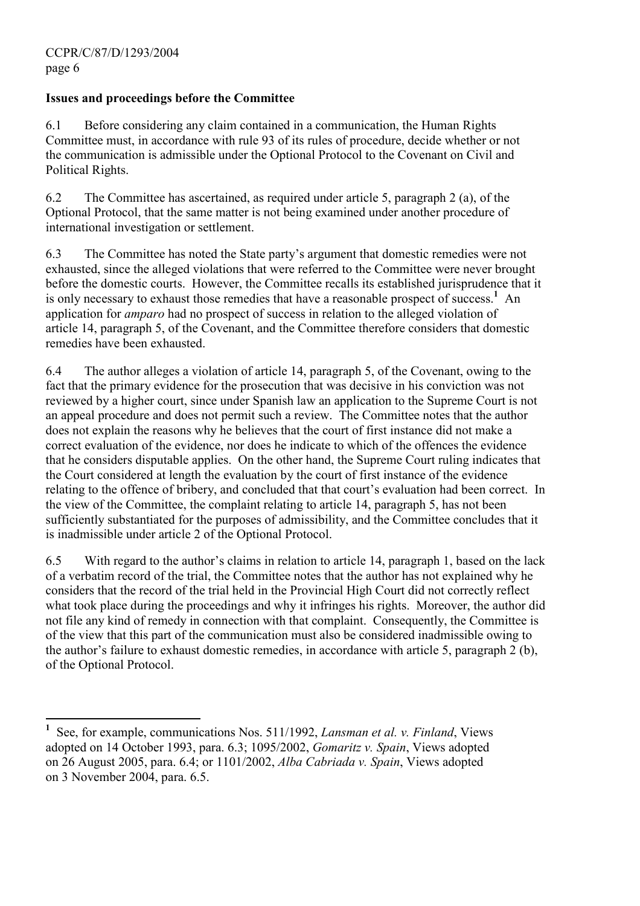**Issues and proceedings before the Committee**

6.1 Before considering any claim contained in a communication, the Human Rights Committee must, in accordance with rule 93 of its rules of procedure, decide whether or not the communication is admissible under the Optional Protocol to the Covenant on Civil and Political Rights.

6.2 The Committee has ascertained, as required under article 5, paragraph 2 (a), of the Optional Protocol, that the same matter is not being examined under another procedure of international investigation or settlement.

6.3 The Committee has noted the State party's argument that domestic remedies were not exhausted, since the alleged violations that were referred to the Committee were never brought before the domestic courts. However, the Committee recalls its established jurisprudence that it is only necessary to exhaust those remedies that have a reasonable prospect of success.[1] An application for *amparo* had no prospect of success in relation to the alleged violation of article 14, paragraph 5, of the Covenant, and the Committee therefore considers that domestic remedies have been exhausted.

6.4 The author alleges a violation of article 14, paragraph 5, of the Covenant, owing to the fact that the primary evidence for the prosecution that was decisive in his conviction was not reviewed by a higher court, since under Spanish law an application to the Supreme Court is not an appeal procedure and does not permit such a review. The Committee notes that the author does not explain the reasons why he believes that the court of first instance did not make a correct evaluation of the evidence, nor does he indicate to which of the offences the evidence that he considers disputable applies. On the other hand, the Supreme Court ruling indicates that the Court considered at length the evaluation by the court of first instance of the evidence relating to the offence of bribery, and concluded that that court's evaluation had been correct. In the view of the Committee, the complaint relating to article 14, paragraph 5, has not been sufficiently substantiated for the purposes of admissibility, and the Committee concludes that it is inadmissible under article 2 of the Optional Protocol.

6.5 With regard to the author's claims in relation to article 14, paragraph 1, based on the lack of a verbatim record of the trial, the Committee notes that the author has not explained why he considers that the record of the trial held in the Provincial High Court did not correctly reflect what took place during the proceedings and why it infringes his rights. Moreover, the author did not file any kind of remedy in connection with that complaint. Consequently, the Committee is of the view that this part of the communication must also be considered inadmissible owing to the author's failure to exhaust domestic remedies, in accordance with article 5, paragraph 2 (b), of the Optional Protocol.

---

[1] See, for example, communications Nos. 511/1992, *Lansman et al. v. Finland*, Views adopted on 14 October 1993, para. 6.3; 1095/2002, *Gomaritz v. Spain*, Views adopted on 26 August 2005, para. 6.4; or 1101/2002, *Alba Cabriada v. Spain*, Views adopted on 3 November 2004, para. 6.5.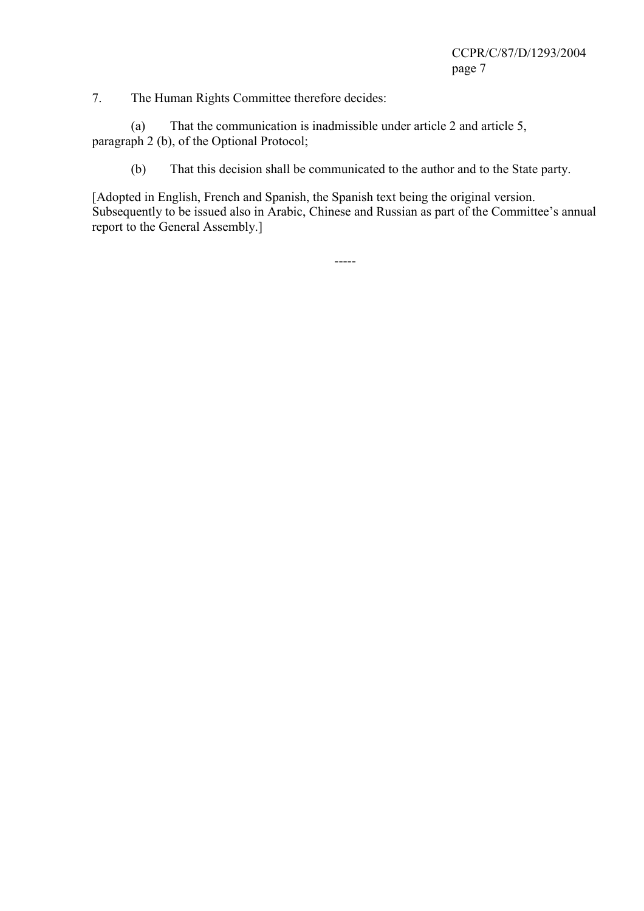7. The Human Rights Committee therefore decides:

(a) That the communication is inadmissible under article 2 and article 5, paragraph 2 (b), of the Optional Protocol;

(b) That this decision shall be communicated to the author and to the State party.

[Adopted in English, French and Spanish, the Spanish text being the original version. Subsequently to be issued also in Arabic, Chinese and Russian as part of the Committee's annual report to the General Assembly.]

-----